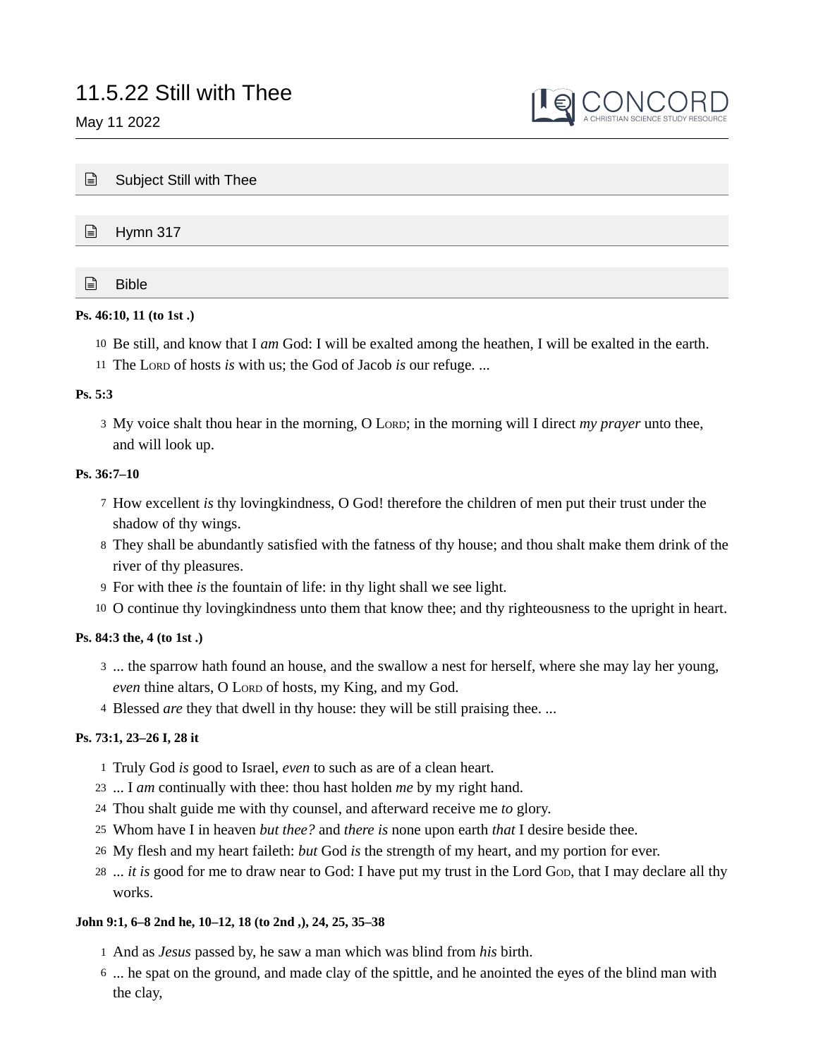# 11.5.22 Still with Thee

May 11 2022

## Subject Still with Thee

## Hymn 317

## Bible

**Ps. 46:10, 11 (to 1st .)**

10 Be still, and know that I *am* God: I will be exalted among the heathen, I will be exalted in the earth.
11 The Lord of hosts *is* with us; the God of Jacob *is* our refuge. ...

**Ps. 5:3**

3 My voice shalt thou hear in the morning, O Lord; in the morning will I direct *my prayer* unto thee, and will look up.

**Ps. 36:7–10**

7 How excellent *is* thy lovingkindness, O God! therefore the children of men put their trust under the shadow of thy wings.
8 They shall be abundantly satisfied with the fatness of thy house; and thou shalt make them drink of the river of thy pleasures.
9 For with thee *is* the fountain of life: in thy light shall we see light.
10 O continue thy lovingkindness unto them that know thee; and thy righteousness to the upright in heart.

**Ps. 84:3 the, 4 (to 1st .)**

3 ... the sparrow hath found an house, and the swallow a nest for herself, where she may lay her young, *even* thine altars, O Lord of hosts, my King, and my God.
4 Blessed *are* they that dwell in thy house: they will be still praising thee. ...

**Ps. 73:1, 23–26 I, 28 it**

1 Truly God *is* good to Israel, *even* to such as are of a clean heart.
23 ... I *am* continually with thee: thou hast holden *me* by my right hand.
24 Thou shalt guide me with thy counsel, and afterward receive me *to* glory.
25 Whom have I in heaven *but thee?* and *there is* none upon earth *that* I desire beside thee.
26 My flesh and my heart faileth: *but* God *is* the strength of my heart, and my portion for ever.
28 ... *it is* good for me to draw near to God: I have put my trust in the Lord God, that I may declare all thy works.

**John 9:1, 6–8 2nd he, 10–12, 18 (to 2nd ,), 24, 25, 35–38**

1 And as *Jesus* passed by, he saw a man which was blind from *his* birth.
6 ... he spat on the ground, and made clay of the spittle, and he anointed the eyes of the blind man with the clay,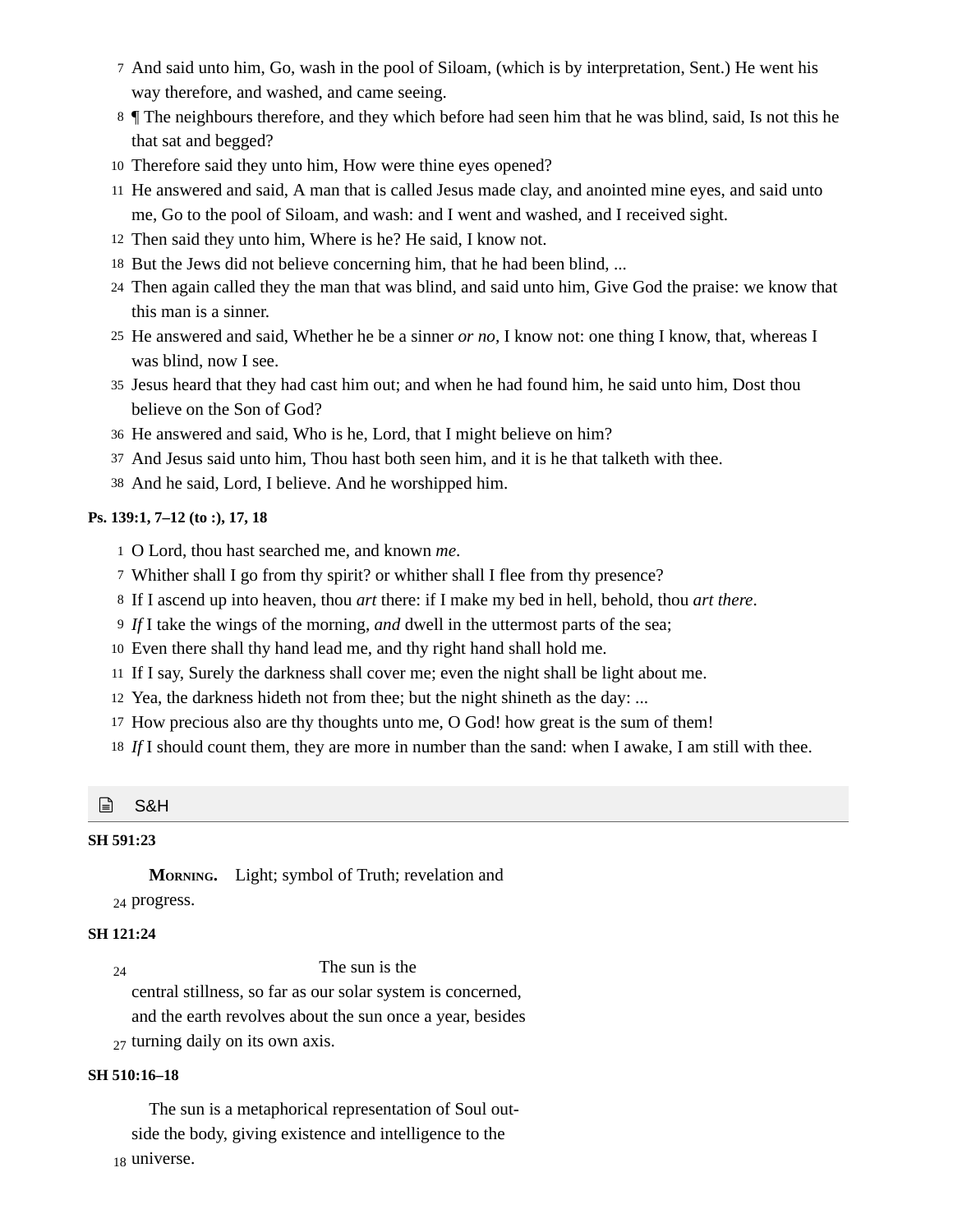7 And said unto him, Go, wash in the pool of Siloam, (which is by interpretation, Sent.) He went his way therefore, and washed, and came seeing.

8 ¶ The neighbours therefore, and they which before had seen him that he was blind, said, Is not this he that sat and begged?

10 Therefore said they unto him, How were thine eyes opened?

11 He answered and said, A man that is called Jesus made clay, and anointed mine eyes, and said unto me, Go to the pool of Siloam, and wash: and I went and washed, and I received sight.

12 Then said they unto him, Where is he? He said, I know not.

18 But the Jews did not believe concerning him, that he had been blind, ...

24 Then again called they the man that was blind, and said unto him, Give God the praise: we know that this man is a sinner.

25 He answered and said, Whether he be a sinner *or no*, I know not: one thing I know, that, whereas I was blind, now I see.

35 Jesus heard that they had cast him out; and when he had found him, he said unto him, Dost thou believe on the Son of God?

36 He answered and said, Who is he, Lord, that I might believe on him?

37 And Jesus said unto him, Thou hast both seen him, and it is he that talketh with thee.

38 And he said, Lord, I believe. And he worshipped him.

**Ps. 139:1, 7–12 (to :), 17, 18**

1 O Lord, thou hast searched me, and known *me*.

7 Whither shall I go from thy spirit? or whither shall I flee from thy presence?

8 If I ascend up into heaven, thou *art* there: if I make my bed in hell, behold, thou *art there*.

9 *If* I take the wings of the morning, *and* dwell in the uttermost parts of the sea;

10 Even there shall thy hand lead me, and thy right hand shall hold me.

11 If I say, Surely the darkness shall cover me; even the night shall be light about me.

12 Yea, the darkness hideth not from thee; but the night shineth as the day: ...

17 How precious also are thy thoughts unto me, O God! how great is the sum of them!

18 *If* I should count them, they are more in number than the sand: when I awake, I am still with thee.

## S&H

**SH 591:23**

**Morning.** Light; symbol of Truth; revelation and
24 progress.

**SH 121:24**

24 The sun is the
central stillness, so far as our solar system is concerned,
and the earth revolves about the sun once a year, besides
27 turning daily on its own axis.

**SH 510:16–18**

The sun is a metaphorical representation of Soul outside the body, giving existence and intelligence to the
18 universe.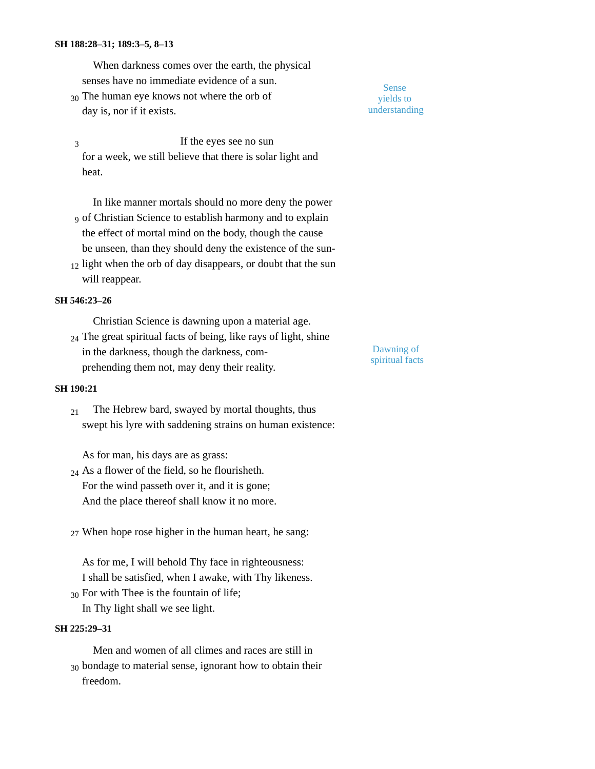**SH 188:28–31; 189:3–5, 8–13**

When darkness comes over the earth, the physical senses have no immediate evidence of a sun. The human eye knows not where the orb of day is, nor if it exists.

*Sense yields to understanding*

If the eyes see no sun for a week, we still believe that there is solar light and heat.

In like manner mortals should no more deny the power of Christian Science to establish harmony and to explain the effect of mortal mind on the body, though the cause be unseen, than they should deny the existence of the sunlight when the orb of day disappears, or doubt that the sun will reappear.

**SH 546:23–26**

Christian Science is dawning upon a material age. The great spiritual facts of being, like rays of light, shine in the darkness, though the darkness, comprehending them not, may deny their reality.

*Dawning of spiritual facts*

**SH 190:21**

The Hebrew bard, swayed by mortal thoughts, thus swept his lyre with saddening strains on human existence:

As for man, his days are as grass:  
As a flower of the field, so he flourisheth.  
For the wind passeth over it, and it is gone;  
And the place thereof shall know it no more.

When hope rose higher in the human heart, he sang:

As for me, I will behold Thy face in righteousness:  
I shall be satisfied, when I awake, with Thy likeness.  
For with Thee is the fountain of life;  
In Thy light shall we see light.

**SH 225:29–31**

Men and women of all climes and races are still in bondage to material sense, ignorant how to obtain their freedom.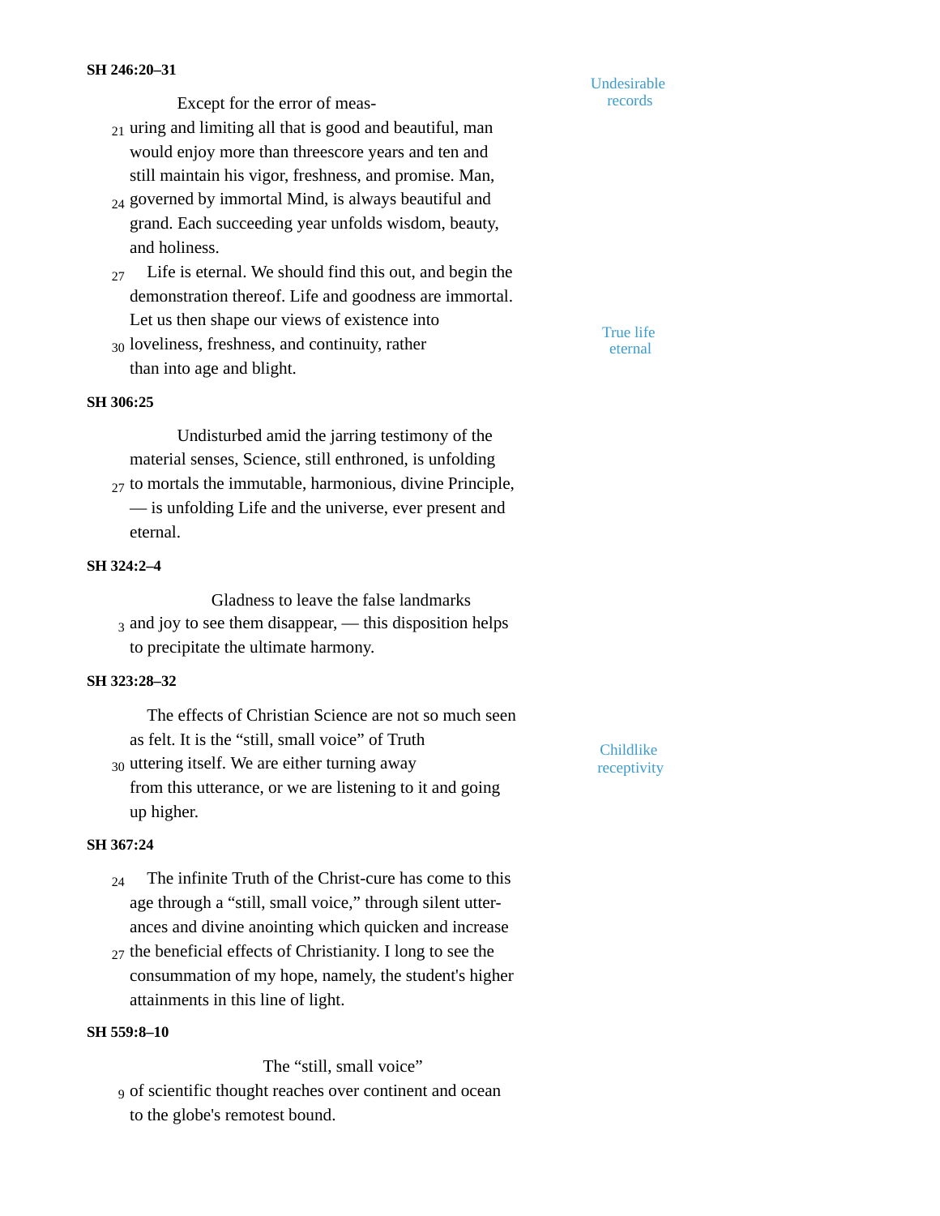**SH 246:20–31**

Except for the error of measuring and limiting all that is good and beautiful, man would enjoy more than threescore years and ten and still maintain his vigor, freshness, and promise. Man, governed by immortal Mind, is always beautiful and grand. Each succeeding year unfolds wisdom, beauty, and holiness.

*Undesirable records*

Life is eternal. We should find this out, and begin the demonstration thereof. Life and goodness are immortal. Let us then shape our views of existence into loveliness, freshness, and continuity, rather than into age and blight.

*True life eternal*

**SH 306:25**

Undisturbed amid the jarring testimony of the material senses, Science, still enthroned, is unfolding to mortals the immutable, harmonious, divine Principle, — is unfolding Life and the universe, ever present and eternal.

**SH 324:2–4**

Gladness to leave the false landmarks and joy to see them disappear, — this disposition helps to precipitate the ultimate harmony.

**SH 323:28–32**

The effects of Christian Science are not so much seen as felt. It is the “still, small voice” of Truth uttering itself. We are either turning away from this utterance, or we are listening to it and going up higher.

*Childlike receptivity*

**SH 367:24**

The infinite Truth of the Christ-cure has come to this age through a “still, small voice,” through silent utterances and divine anointing which quicken and increase the beneficial effects of Christianity. I long to see the consummation of my hope, namely, the student's higher attainments in this line of light.

**SH 559:8–10**

The “still, small voice” of scientific thought reaches over continent and ocean to the globe's remotest bound.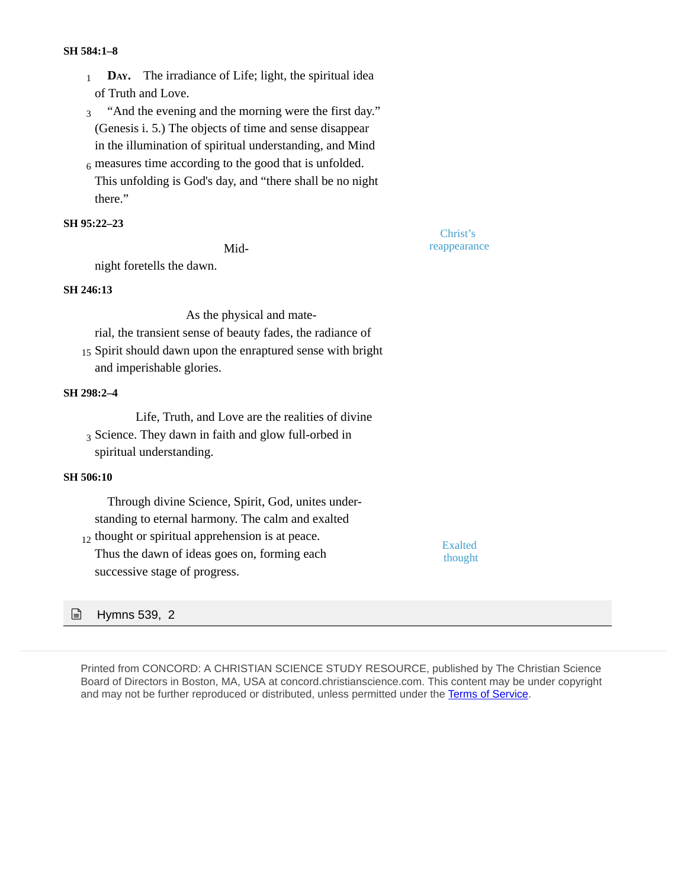**SH 584:1–8**

1 **Day.** The irradiance of Life; light, the spiritual idea of Truth and Love.

3 "And the evening and the morning were the first day." (Genesis i. 5.) The objects of time and sense disappear in the illumination of spiritual understanding, and Mind 6 measures time according to the good that is unfolded. This unfolding is God's day, and "there shall be no night there."

**SH 95:22–23**

Christ's reappearance

Mid-night foretells the dawn.

**SH 246:13**

As the physical and mate-rial, the transient sense of beauty fades, the radiance of 15 Spirit should dawn upon the enraptured sense with bright and imperishable glories.

**SH 298:2–4**

Life, Truth, and Love are the realities of divine 3 Science. They dawn in faith and glow full-orbed in spiritual understanding.

**SH 506:10**

Through divine Science, Spirit, God, unites under-standing to eternal harmony. The calm and exalted 12 thought or spiritual apprehension is at peace. Thus the dawn of ideas goes on, forming each successive stage of progress.

Exalted thought

Hymns 539, 2

Printed from CONCORD: A CHRISTIAN SCIENCE STUDY RESOURCE, published by The Christian Science Board of Directors in Boston, MA, USA at concord.christianscience.com. This content may be under copyright and may not be further reproduced or distributed, unless permitted under the Terms of Service.